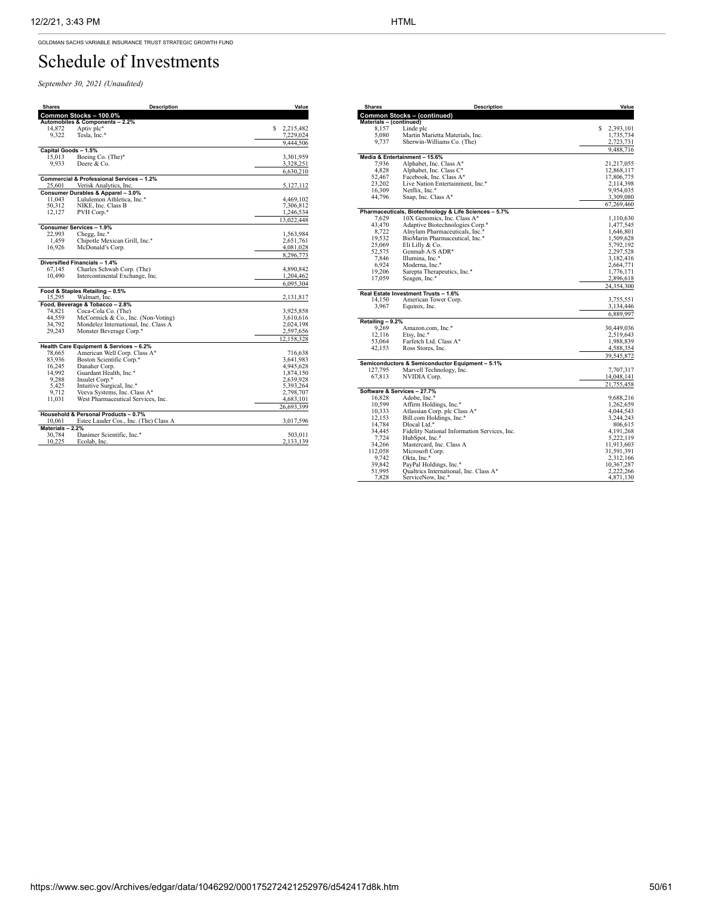GOLDMAN SACHS VARIABLE INSURANCE TRUST STRATEGIC GROWTH FUND

# Schedule of Investments

*September 30, 2021 (Unaudited)*

| Shares | Description | Value |
|---|---|---|
| **Common Stocks – 100.0%** | | |
| **Automobiles & Components – 2.2%** | | |
| 14,872 | Aptiv plc* | $ 2,215,482 |
| 9,322 | Tesla, Inc.* | 7,229,024 |
| | | 9,444,506 |
| **Capital Goods – 1.5%** | | |
| 15,013 | Boeing Co. (The)* | 3,301,959 |
| 9,933 | Deere & Co. | 3,328,251 |
| | | 6,630,210 |
| **Commercial & Professional Services – 1.2%** | | |
| 25,601 | Verisk Analytics, Inc. | 5,127,112 |
| **Consumer Durables & Apparel – 3.0%** | | |
| 11,043 | Lululemon Athletica, Inc.* | 4,469,102 |
| 50,312 | NIKE, Inc. Class B | 7,306,812 |
| 12,127 | PVH Corp.* | 1,246,534 |
| | | 13,022,448 |
| **Consumer Services – 1.9%** | | |
| 22,993 | Chegg, Inc.* | 1,563,984 |
| 1,459 | Chipotle Mexican Grill, Inc.* | 2,651,761 |
| 16,926 | McDonald's Corp. | 4,081,028 |
| | | 8,296,773 |
| **Diversified Financials – 1.4%** | | |
| 67,145 | Charles Schwab Corp. (The) | 4,890,842 |
| 10,490 | Intercontinental Exchange, Inc. | 1,204,462 |
| | | 6,095,304 |
| **Food & Staples Retailing – 0.5%** | | |
| 15,295 | Walmart, Inc. | 2,131,817 |
| **Food, Beverage & Tobacco – 2.8%** | | |
| 74,821 | Coca-Cola Co. (The) | 3,925,858 |
| 44,559 | McCormick & Co., Inc. (Non-Voting) | 3,610,616 |
| 34,792 | Mondelez International, Inc. Class A | 2,024,198 |
| 29,243 | Monster Beverage Corp.* | 2,597,656 |
| | | 12,158,328 |
| **Health Care Equipment & Services – 6.2%** | | |
| 78,665 | American Well Corp. Class A* | 716,638 |
| 83,936 | Boston Scientific Corp.* | 3,641,983 |
| 16,245 | Danaher Corp. | 4,945,628 |
| 14,992 | Guardant Health, Inc.* | 1,874,150 |
| 9,288 | Insulet Corp.* | 2,639,928 |
| 5,425 | Intuitive Surgical, Inc.* | 5,393,264 |
| 9,712 | Veeva Systems, Inc. Class A* | 2,798,707 |
| 11,031 | West Pharmaceutical Services, Inc. | 4,683,101 |
| | | 26,693,399 |
| **Household & Personal Products – 0.7%** | | |
| 10,061 | Estee Lauder Cos., Inc. (The) Class A | 3,017,596 |
| **Materials – 2.2%** | | |
| 30,784 | Danimer Scientific, Inc.* | 503,011 |
| 10,225 | Ecolab, Inc. | 2,133,139 |
| **Common Stocks – (continued)** | | |
| **Materials – (continued)** | | |
| 8,157 | Linde plc | $ 2,393,101 |
| 5,080 | Martin Marietta Materials, Inc. | 1,735,734 |
| 9,737 | Sherwin-Williams Co. (The) | 2,723,731 |
| | | 9,488,716 |
| **Media & Entertainment – 15.6%** | | |
| 7,936 | Alphabet, Inc. Class A* | 21,217,055 |
| 4,828 | Alphabet, Inc. Class C* | 12,868,117 |
| 52,467 | Facebook, Inc. Class A* | 17,806,775 |
| 23,202 | Live Nation Entertainment, Inc.* | 2,114,398 |
| 16,309 | Netflix, Inc.* | 9,954,035 |
| 44,796 | Snap, Inc. Class A* | 3,309,080 |
| | | 67,269,460 |
| **Pharmaceuticals, Biotechnology & Life Sciences – 5.7%** | | |
| 7,629 | 10X Genomics, Inc. Class A* | 1,110,630 |
| 43,470 | Adaptive Biotechnologies Corp.* | 1,477,545 |
| 8,722 | Alnylam Pharmaceuticals, Inc.* | 1,646,801 |
| 19,532 | BioMarin Pharmaceutical, Inc.* | 1,509,628 |
| 25,069 | Eli Lilly & Co. | 5,792,192 |
| 52,575 | Genmab A/S ADR* | 2,297,528 |
| 7,846 | Illumina, Inc.* | 3,182,416 |
| 6,924 | Moderna, Inc.* | 2,664,771 |
| 19,206 | Sarepta Therapeutics, Inc.* | 1,776,171 |
| 17,059 | Seagen, Inc.* | 2,896,618 |
| | | 24,354,300 |
| **Real Estate Investment Trusts – 1.6%** | | |
| 14,150 | American Tower Corp. | 3,755,551 |
| 3,967 | Equinix, Inc. | 3,134,446 |
| | | 6,889,997 |
| **Retailing – 9.2%** | | |
| 9,269 | Amazon.com, Inc.* | 30,449,036 |
| 12,116 | Etsy, Inc.* | 2,519,643 |
| 53,064 | Farfetch Ltd. Class A* | 1,988,839 |
| 42,153 | Ross Stores, Inc. | 4,588,354 |
| | | 39,545,872 |
| **Semiconductors & Semiconductor Equipment – 5.1%** | | |
| 127,795 | Marvell Technology, Inc. | 7,707,317 |
| 67,813 | NVIDIA Corp. | 14,048,141 |
| | | 21,755,458 |
| **Software & Services – 27.7%** | | |
| 16,828 | Adobe, Inc.* | 9,688,216 |
| 10,599 | Affirm Holdings, Inc.* | 1,262,659 |
| 10,333 | Atlassian Corp. plc Class A* | 4,044,543 |
| 12,153 | Bill.com Holdings, Inc.* | 3,244,243 |
| 14,784 | Dlocal Ltd.* | 806,615 |
| 34,445 | Fidelity National Information Services, Inc. | 4,191,268 |
| 7,724 | HubSpot, Inc.* | 5,222,119 |
| 34,266 | Mastercard, Inc. Class A | 11,913,603 |
| 112,058 | Microsoft Corp. | 31,591,391 |
| 9,742 | Okta, Inc.* | 2,312,166 |
| 39,842 | PayPal Holdings, Inc.* | 10,367,287 |
| 51,995 | Qualtrics International, Inc. Class A* | 2,222,266 |
| 7,828 | ServiceNow, Inc.* | 4,871,130 |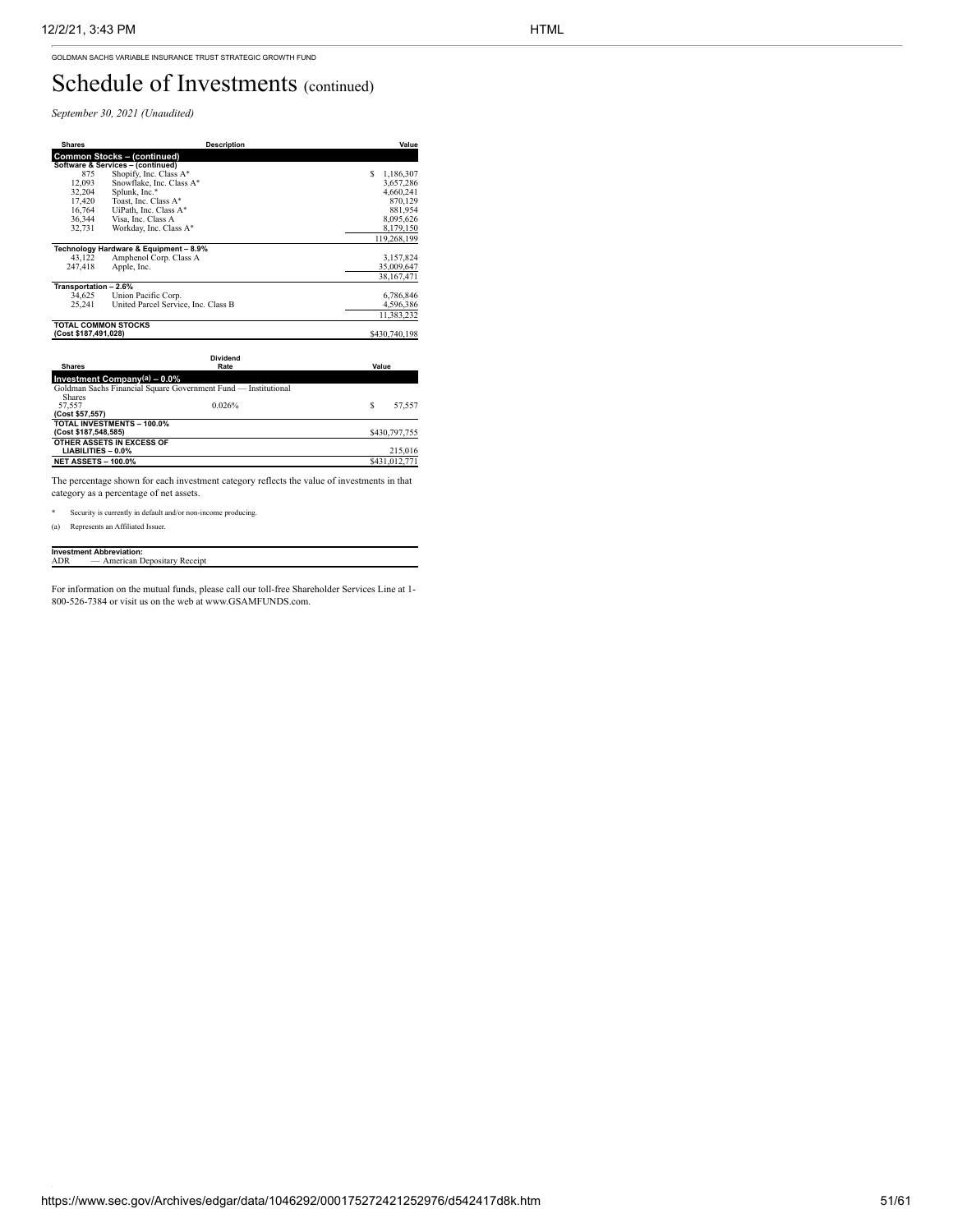GOLDMAN SACHS VARIABLE INSURANCE TRUST STRATEGIC GROWTH FUND

# Schedule of Investments (continued)

*September 30, 2021 (Unaudited)*

| Shares | Description | Value |
|---|---|---|
| **Common Stocks – (continued)** | | |
| **Software & Services – (continued)** | | |
| 875 | Shopify, Inc. Class A* | $ 1,186,307 |
| 12,093 | Snowflake, Inc. Class A* | 3,657,286 |
| 32,204 | Splunk, Inc.* | 4,660,241 |
| 17,420 | Toast, Inc. Class A* | 870,129 |
| 16,764 | UiPath, Inc. Class A* | 881,954 |
| 36,344 | Visa, Inc. Class A | 8,095,626 |
| 32,731 | Workday, Inc. Class A* | 8,179,150 |
| | | 119,268,199 |
| **Technology Hardware & Equipment – 8.9%** | | |
| 43,122 | Amphenol Corp. Class A | 3,157,824 |
| 247,418 | Apple, Inc. | 35,009,647 |
| | | 38,167,471 |
| **Transportation – 2.6%** | | |
| 34,625 | Union Pacific Corp. | 6,786,846 |
| 25,241 | United Parcel Service, Inc. Class B | 4,596,386 |
| | | 11,383,232 |
| **TOTAL COMMON STOCKS (Cost $187,491,028)** | | $430,740,198 |

| Shares | Dividend Rate | Value |
|---|---|---|
| **Investment Company[(a)] – 0.0%** | | |
| Goldman Sachs Financial Square Government Fund — Institutional Shares | | |
| 57,557 | 0.026% | $ 57,557 |
| **(Cost $57,557)** | | |
| **TOTAL INVESTMENTS – 100.0% (Cost $187,548,585)** | | $430,797,755 |
| **OTHER ASSETS IN EXCESS OF LIABILITIES – 0.0%** | | 215,016 |
| **NET ASSETS – 100.0%** | | $431,012,771 |

The percentage shown for each investment category reflects the value of investments in that category as a percentage of net assets.

\* Security is currently in default and/or non-income producing.

(a) Represents an Affiliated Issuer.

**Investment Abbreviation:**

ADR — American Depositary Receipt

For information on the mutual funds, please call our toll-free Shareholder Services Line at 1-800-526-7384 or visit us on the web at www.GSAMFUNDS.com.